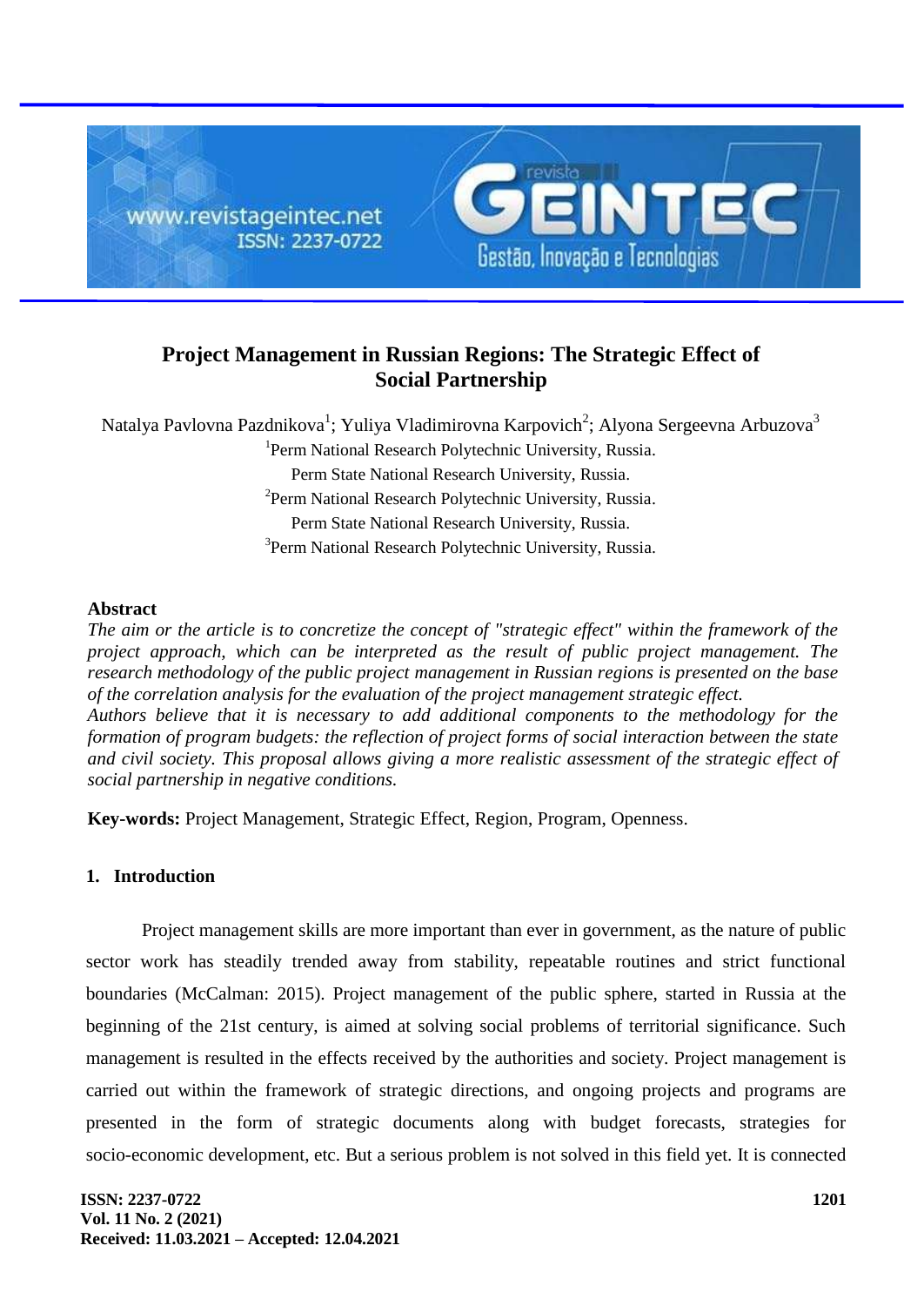# Project Management in Russian Regions: The Strategic Effect of Social Partnership

Natalya Pavlovna Pazdnikova[1]; Yuliya Vladimirovna Karpovich[2]; Alyona Sergeevna Arbuzova[3]

[1]Perm National Research Polytechnic University, Russia.
Perm State National Research University, Russia.

[2]Perm National Research Polytechnic University, Russia.
Perm State National Research University, Russia.

[3]Perm National Research Polytechnic University, Russia.

## Abstract

*The aim or the article is to concretize the concept of "strategic effect" within the framework of the project approach, which can be interpreted as the result of public project management. The research methodology of the public project management in Russian regions is presented on the base of the correlation analysis for the evaluation of the project management strategic effect.*

*Authors believe that it is necessary to add additional components to the methodology for the formation of program budgets: the reflection of project forms of social interaction between the state and civil society. This proposal allows giving a more realistic assessment of the strategic effect of social partnership in negative conditions.*

**Key-words:** Project Management, Strategic Effect, Region, Program, Openness.

## 1. Introduction

Project management skills are more important than ever in government, as the nature of public sector work has steadily trended away from stability, repeatable routines and strict functional boundaries (McCalman: 2015). Project management of the public sphere, started in Russia at the beginning of the 21st century, is aimed at solving social problems of territorial significance. Such management is resulted in the effects received by the authorities and society. Project management is carried out within the framework of strategic directions, and ongoing projects and programs are presented in the form of strategic documents along with budget forecasts, strategies for socio-economic development, etc. But a serious problem is not solved in this field yet. It is connected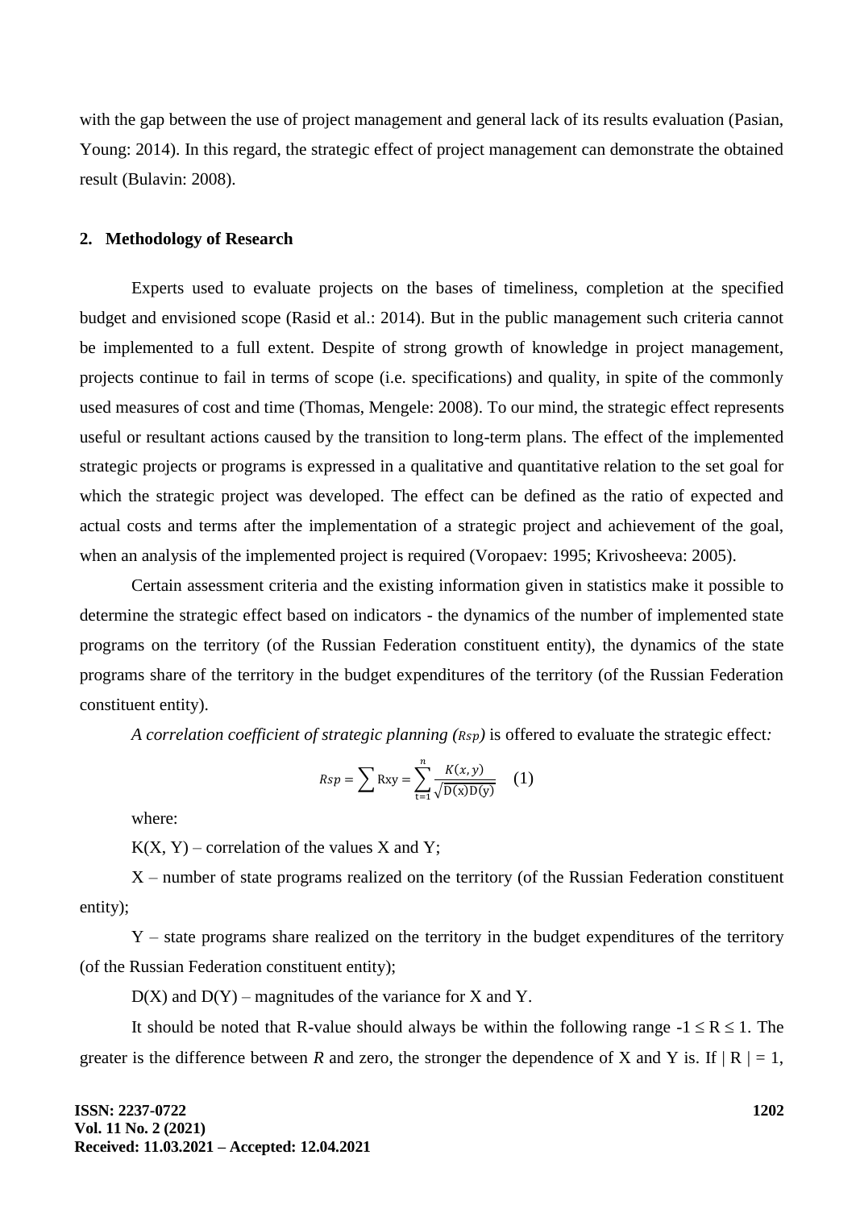with the gap between the use of project management and general lack of its results evaluation (Pasian, Young: 2014). In this regard, the strategic effect of project management can demonstrate the obtained result (Bulavin: 2008).

## 2. Methodology of Research

Experts used to evaluate projects on the bases of timeliness, completion at the specified budget and envisioned scope (Rasid et al.: 2014). But in the public management such criteria cannot be implemented to a full extent. Despite of strong growth of knowledge in project management, projects continue to fail in terms of scope (i.e. specifications) and quality, in spite of the commonly used measures of cost and time (Thomas, Mengele: 2008). To our mind, the strategic effect represents useful or resultant actions caused by the transition to long-term plans. The effect of the implemented strategic projects or programs is expressed in a qualitative and quantitative relation to the set goal for which the strategic project was developed. The effect can be defined as the ratio of expected and actual costs and terms after the implementation of a strategic project and achievement of the goal, when an analysis of the implemented project is required (Voropaev: 1995; Krivosheeva: 2005).

Certain assessment criteria and the existing information given in statistics make it possible to determine the strategic effect based on indicators - the dynamics of the number of implemented state programs on the territory (of the Russian Federation constituent entity), the dynamics of the state programs share of the territory in the budget expenditures of the territory (of the Russian Federation constituent entity).

*A correlation coefficient of strategic planning ($Rsp$)* is offered to evaluate the strategic effect*:*

$$Rsp = \sum \mathrm{Rxy} = \sum_{t=1}^{n} \frac{K(x,y)}{\sqrt{\mathrm{D(x)D(y)}}} \quad (1)$$

where:

$K(X, Y)$ – correlation of the values X and Y;

X – number of state programs realized on the territory (of the Russian Federation constituent entity);

Y – state programs share realized on the territory in the budget expenditures of the territory (of the Russian Federation constituent entity);

$D(X)$ and $D(Y)$ – magnitudes of the variance for X and Y.

It should be noted that R-value should always be within the following range $-1 \leq R \leq 1$. The greater is the difference between *R* and zero, the stronger the dependence of X and Y is. If $| R | = 1$,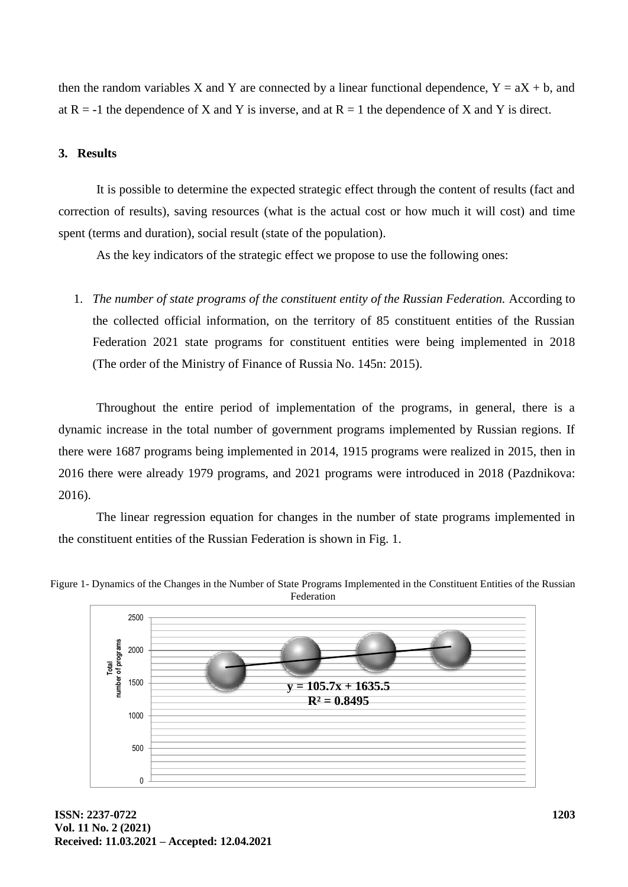then the random variables X and Y are connected by a linear functional dependence, $Y = aX + b$, and at $R = -1$ the dependence of X and Y is inverse, and at $R = 1$ the dependence of X and Y is direct.

## 3. Results

It is possible to determine the expected strategic effect through the content of results (fact and correction of results), saving resources (what is the actual cost or how much it will cost) and time spent (terms and duration), social result (state of the population).

As the key indicators of the strategic effect we propose to use the following ones:

1. *The number of state programs of the constituent entity of the Russian Federation.* According to the collected official information, on the territory of 85 constituent entities of the Russian Federation 2021 state programs for constituent entities were being implemented in 2018 (The order of the Ministry of Finance of Russia No. 145n: 2015).

Throughout the entire period of implementation of the programs, in general, there is a dynamic increase in the total number of government programs implemented by Russian regions. If there were 1687 programs being implemented in 2014, 1915 programs were realized in 2015, then in 2016 there were already 1979 programs, and 2021 programs were introduced in 2018 (Pazdnikova: 2016).

The linear regression equation for changes in the number of state programs implemented in the constituent entities of the Russian Federation is shown in Fig. 1.

Figure 1- Dynamics of the Changes in the Number of State Programs Implemented in the Constituent Entities of the Russian Federation

$y = 105.7x + 1635.5$

$R^2 = 0.8495$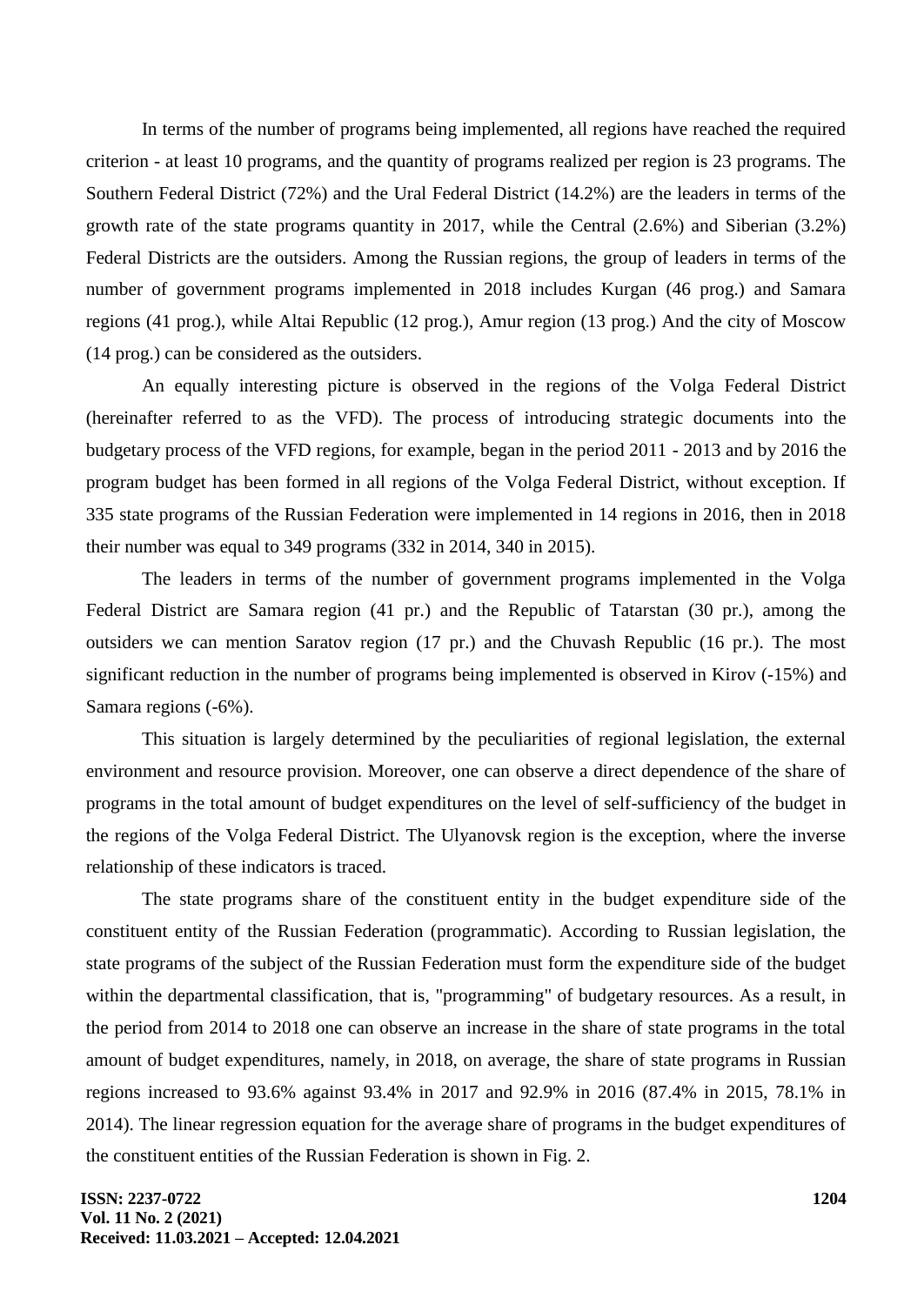In terms of the number of programs being implemented, all regions have reached the required criterion - at least 10 programs, and the quantity of programs realized per region is 23 programs. The Southern Federal District (72%) and the Ural Federal District (14.2%) are the leaders in terms of the growth rate of the state programs quantity in 2017, while the Central (2.6%) and Siberian (3.2%) Federal Districts are the outsiders. Among the Russian regions, the group of leaders in terms of the number of government programs implemented in 2018 includes Kurgan (46 prog.) and Samara regions (41 prog.), while Altai Republic (12 prog.), Amur region (13 prog.) And the city of Moscow (14 prog.) can be considered as the outsiders.

An equally interesting picture is observed in the regions of the Volga Federal District (hereinafter referred to as the VFD). The process of introducing strategic documents into the budgetary process of the VFD regions, for example, began in the period 2011 - 2013 and by 2016 the program budget has been formed in all regions of the Volga Federal District, without exception. If 335 state programs of the Russian Federation were implemented in 14 regions in 2016, then in 2018 their number was equal to 349 programs (332 in 2014, 340 in 2015).

The leaders in terms of the number of government programs implemented in the Volga Federal District are Samara region (41 pr.) and the Republic of Tatarstan (30 pr.), among the outsiders we can mention Saratov region (17 pr.) and the Chuvash Republic (16 pr.). The most significant reduction in the number of programs being implemented is observed in Kirov (-15%) and Samara regions (-6%).

This situation is largely determined by the peculiarities of regional legislation, the external environment and resource provision. Moreover, one can observe a direct dependence of the share of programs in the total amount of budget expenditures on the level of self-sufficiency of the budget in the regions of the Volga Federal District. The Ulyanovsk region is the exception, where the inverse relationship of these indicators is traced.

The state programs share of the constituent entity in the budget expenditure side of the constituent entity of the Russian Federation (programmatic). According to Russian legislation, the state programs of the subject of the Russian Federation must form the expenditure side of the budget within the departmental classification, that is, "programming" of budgetary resources. As a result, in the period from 2014 to 2018 one can observe an increase in the share of state programs in the total amount of budget expenditures, namely, in 2018, on average, the share of state programs in Russian regions increased to 93.6% against 93.4% in 2017 and 92.9% in 2016 (87.4% in 2015, 78.1% in 2014). The linear regression equation for the average share of programs in the budget expenditures of the constituent entities of the Russian Federation is shown in Fig. 2.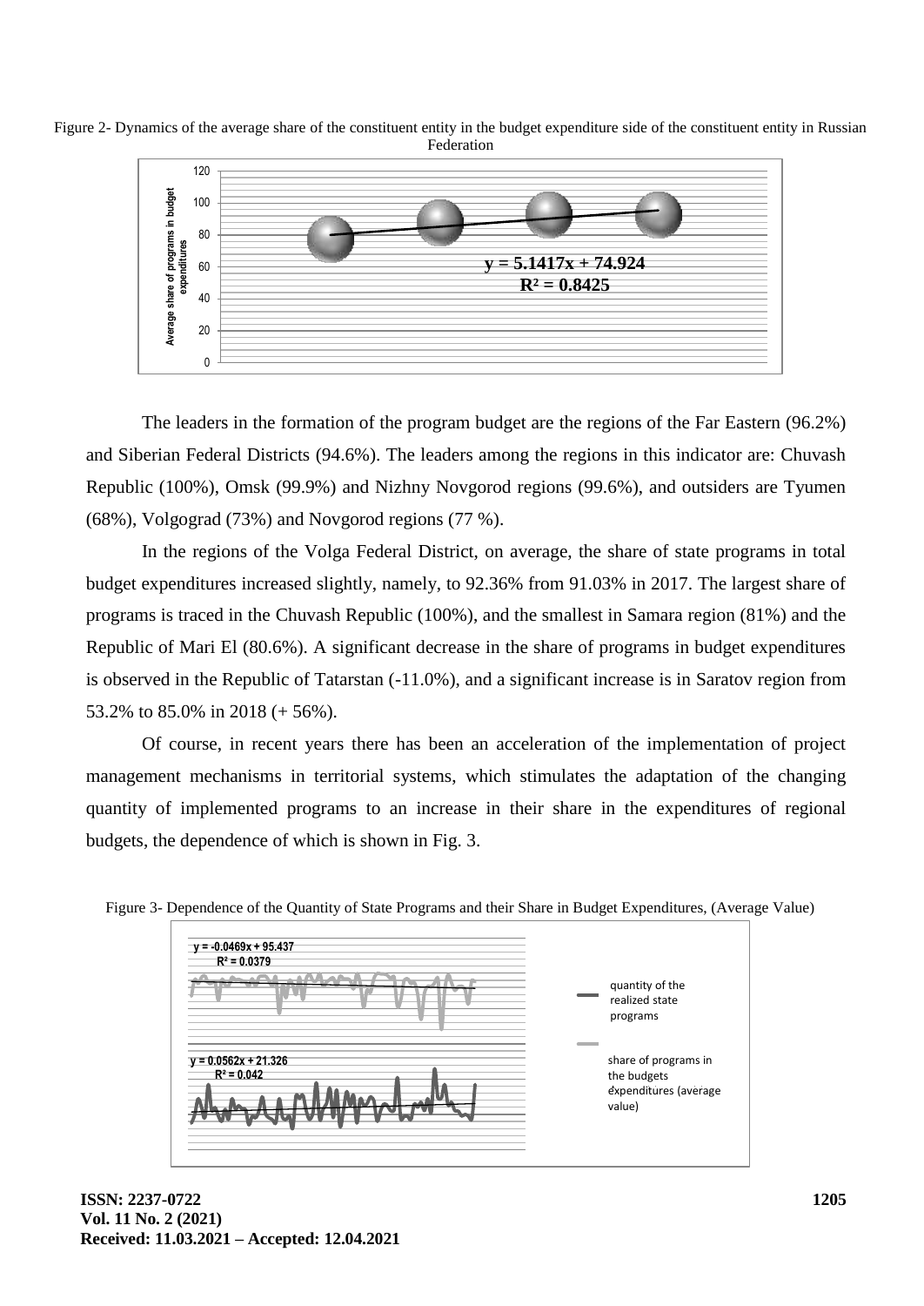Figure 2- Dynamics of the average share of the constituent entity in the budget expenditure side of the constituent entity in Russian Federation

The leaders in the formation of the program budget are the regions of the Far Eastern (96.2%) and Siberian Federal Districts (94.6%). The leaders among the regions in this indicator are: Chuvash Republic (100%), Omsk (99.9%) and Nizhny Novgorod regions (99.6%), and outsiders are Tyumen (68%), Volgograd (73%) and Novgorod regions (77 %).

In the regions of the Volga Federal District, on average, the share of state programs in total budget expenditures increased slightly, namely, to 92.36% from 91.03% in 2017. The largest share of programs is traced in the Chuvash Republic (100%), and the smallest in Samara region (81%) and the Republic of Mari El (80.6%). A significant decrease in the share of programs in budget expenditures is observed in the Republic of Tatarstan (-11.0%), and a significant increase is in Saratov region from 53.2% to 85.0% in 2018 (+ 56%).

Of course, in recent years there has been an acceleration of the implementation of project management mechanisms in territorial systems, which stimulates the adaptation of the changing quantity of implemented programs to an increase in their share in the expenditures of regional budgets, the dependence of which is shown in Fig. 3.

Figure 3- Dependence of the Quantity of State Programs and their Share in Budget Expenditures, (Average Value)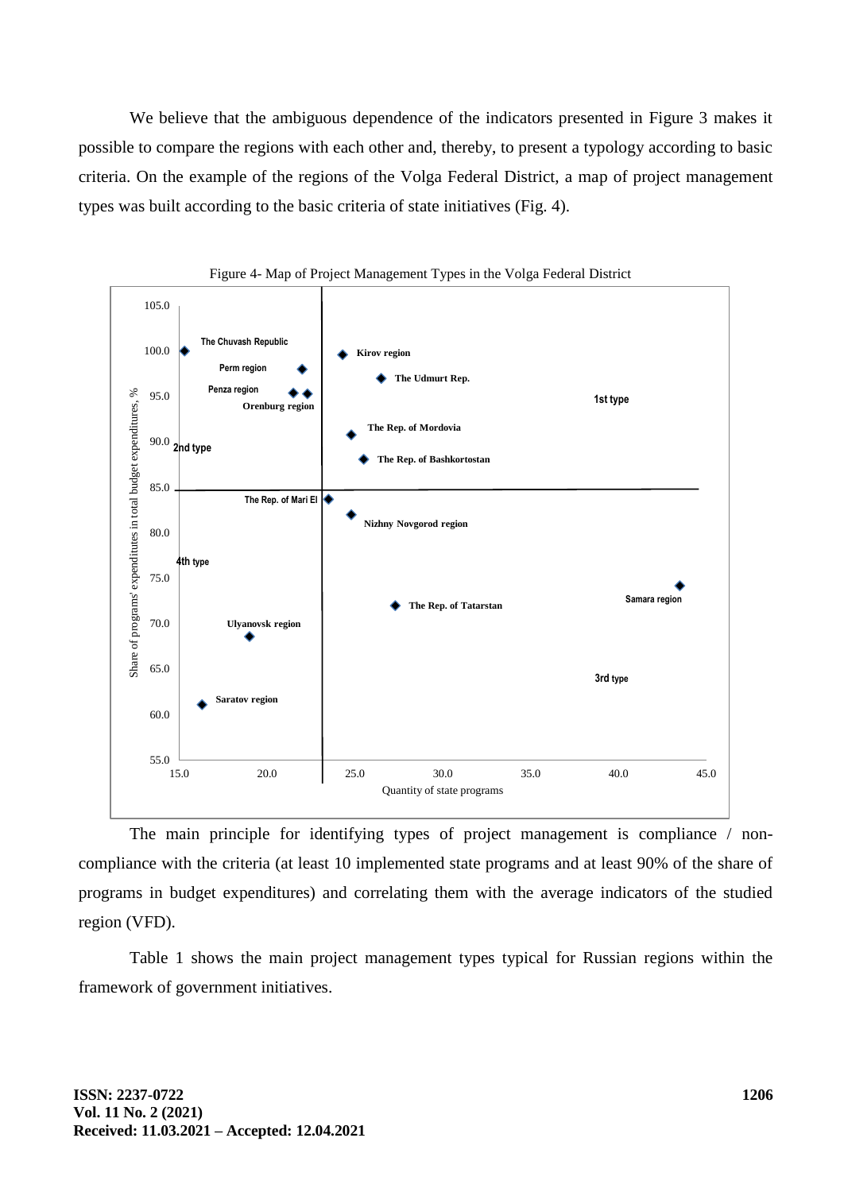We believe that the ambiguous dependence of the indicators presented in Figure 3 makes it possible to compare the regions with each other and, thereby, to present a typology according to basic criteria. On the example of the regions of the Volga Federal District, a map of project management types was built according to the basic criteria of state initiatives (Fig. 4).

Figure 4- Map of Project Management Types in the Volga Federal District

The main principle for identifying types of project management is compliance / non-compliance with the criteria (at least 10 implemented state programs and at least 90% of the share of programs in budget expenditures) and correlating them with the average indicators of the studied region (VFD).

Table 1 shows the main project management types typical for Russian regions within the framework of government initiatives.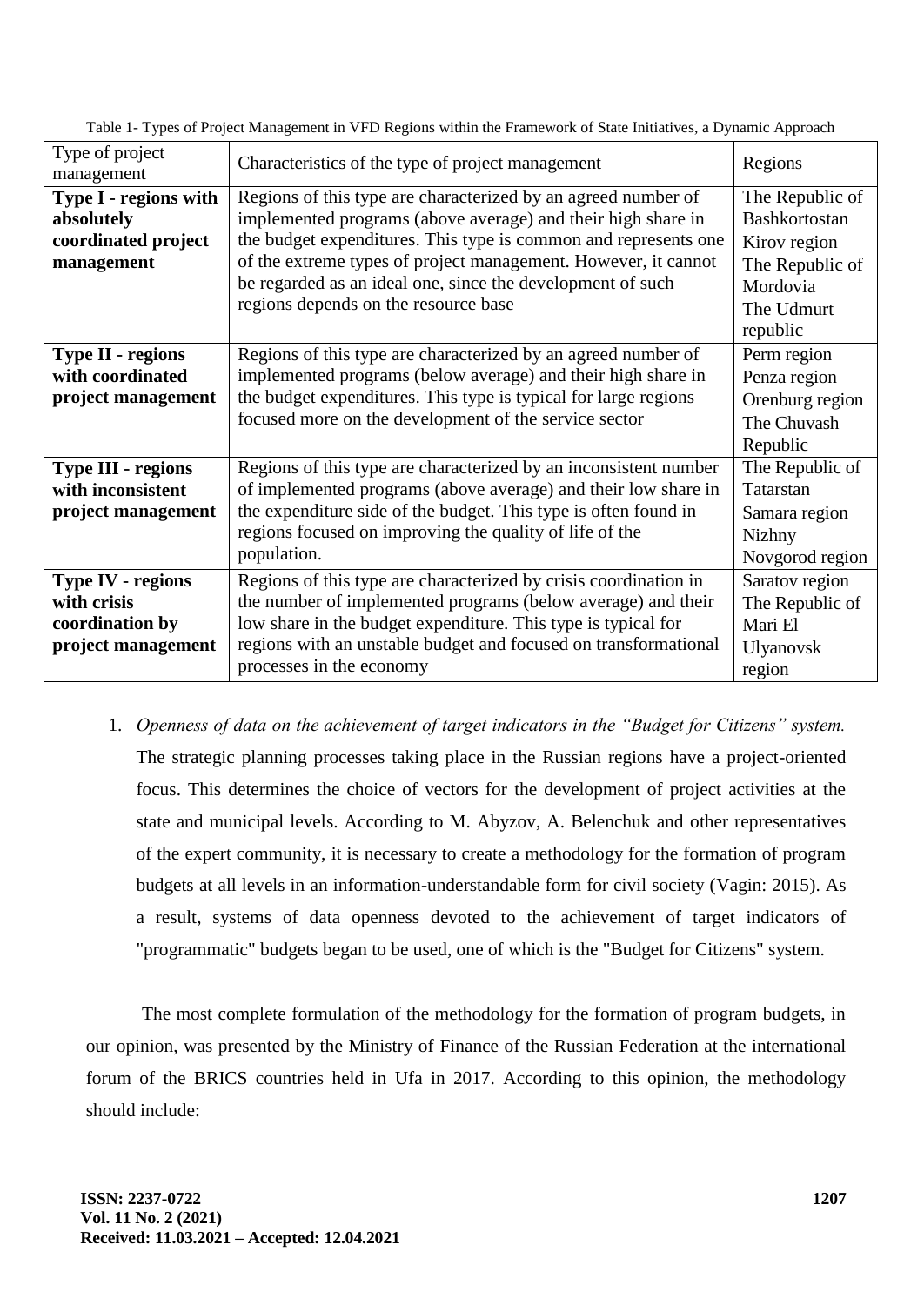Table 1- Types of Project Management in VFD Regions within the Framework of State Initiatives, a Dynamic Approach

| Type of project management | Characteristics of the type of project management | Regions |
|---|---|---|
| **Type I - regions with absolutely coordinated project management** | Regions of this type are characterized by an agreed number of implemented programs (above average) and their high share in the budget expenditures. This type is common and represents one of the extreme types of project management. However, it cannot be regarded as an ideal one, since the development of such regions depends on the resource base | The Republic of Bashkortostan<br>Kirov region<br>The Republic of Mordovia<br>The Udmurt republic |
| **Type II - regions with coordinated project management** | Regions of this type are characterized by an agreed number of implemented programs (below average) and their high share in the budget expenditures. This type is typical for large regions focused more on the development of the service sector | Perm region<br>Penza region<br>Orenburg region<br>The Chuvash Republic |
| **Type III - regions with inconsistent project management** | Regions of this type are characterized by an inconsistent number of implemented programs (above average) and their low share in the expenditure side of the budget. This type is often found in regions focused on improving the quality of life of the population. | The Republic of Tatarstan<br>Samara region<br>Nizhny Novgorod region |
| **Type IV - regions with crisis coordination by project management** | Regions of this type are characterized by crisis coordination in the number of implemented programs (below average) and their low share in the budget expenditure. This type is typical for regions with an unstable budget and focused on transformational processes in the economy | Saratov region<br>The Republic of Mari El<br>Ulyanovsk region |

1. *Openness of data on the achievement of target indicators in the "Budget for Citizens" system.* The strategic planning processes taking place in the Russian regions have a project-oriented focus. This determines the choice of vectors for the development of project activities at the state and municipal levels. According to M. Abyzov, A. Belenchuk and other representatives of the expert community, it is necessary to create a methodology for the formation of program budgets at all levels in an information-understandable form for civil society (Vagin: 2015). As a result, systems of data openness devoted to the achievement of target indicators of "programmatic" budgets began to be used, one of which is the "Budget for Citizens" system.

The most complete formulation of the methodology for the formation of program budgets, in our opinion, was presented by the Ministry of Finance of the Russian Federation at the international forum of the BRICS countries held in Ufa in 2017. According to this opinion, the methodology should include: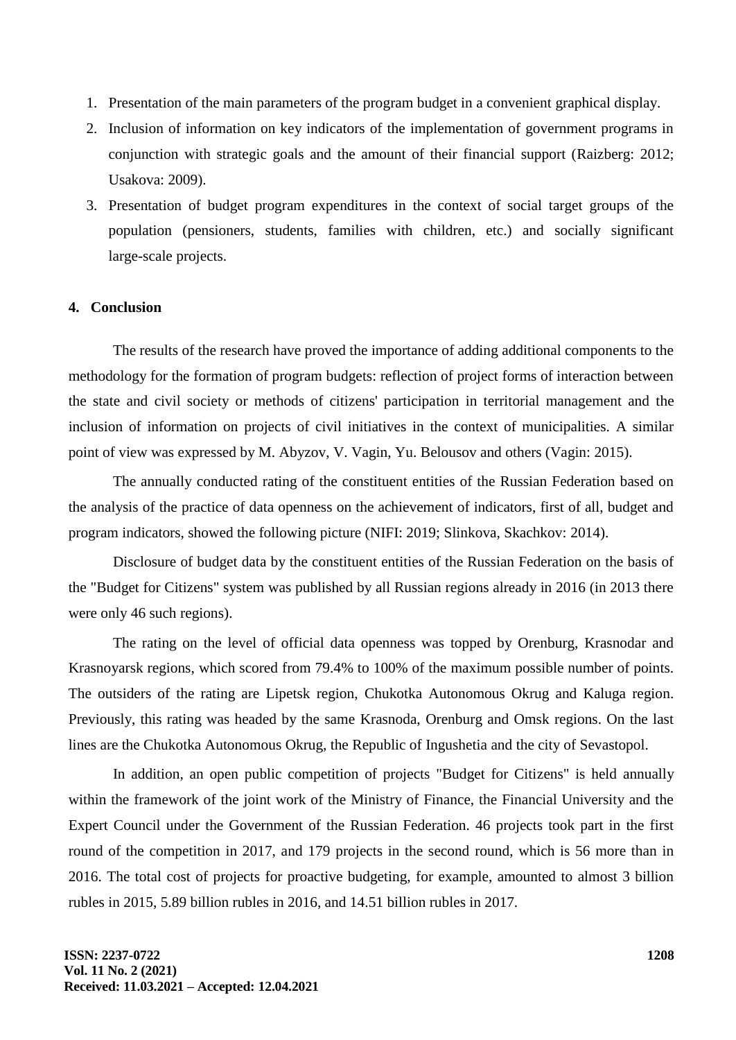1. Presentation of the main parameters of the program budget in a convenient graphical display.
2. Inclusion of information on key indicators of the implementation of government programs in conjunction with strategic goals and the amount of their financial support (Raizberg: 2012; Usakova: 2009).
3. Presentation of budget program expenditures in the context of social target groups of the population (pensioners, students, families with children, etc.) and socially significant large-scale projects.

## 4. Conclusion

The results of the research have proved the importance of adding additional components to the methodology for the formation of program budgets: reflection of project forms of interaction between the state and civil society or methods of citizens' participation in territorial management and the inclusion of information on projects of civil initiatives in the context of municipalities. A similar point of view was expressed by M. Abyzov, V. Vagin, Yu. Belousov and others (Vagin: 2015).

The annually conducted rating of the constituent entities of the Russian Federation based on the analysis of the practice of data openness on the achievement of indicators, first of all, budget and program indicators, showed the following picture (NIFI: 2019; Slinkova, Skachkov: 2014).

Disclosure of budget data by the constituent entities of the Russian Federation on the basis of the "Budget for Citizens" system was published by all Russian regions already in 2016 (in 2013 there were only 46 such regions).

The rating on the level of official data openness was topped by Orenburg, Krasnodar and Krasnoyarsk regions, which scored from 79.4% to 100% of the maximum possible number of points. The outsiders of the rating are Lipetsk region, Chukotka Autonomous Okrug and Kaluga region. Previously, this rating was headed by the same Krasnoda, Orenburg and Omsk regions. On the last lines are the Chukotka Autonomous Okrug, the Republic of Ingushetia and the city of Sevastopol.

In addition, an open public competition of projects "Budget for Citizens" is held annually within the framework of the joint work of the Ministry of Finance, the Financial University and the Expert Council under the Government of the Russian Federation. 46 projects took part in the first round of the competition in 2017, and 179 projects in the second round, which is 56 more than in 2016. The total cost of projects for proactive budgeting, for example, amounted to almost 3 billion rubles in 2015, 5.89 billion rubles in 2016, and 14.51 billion rubles in 2017.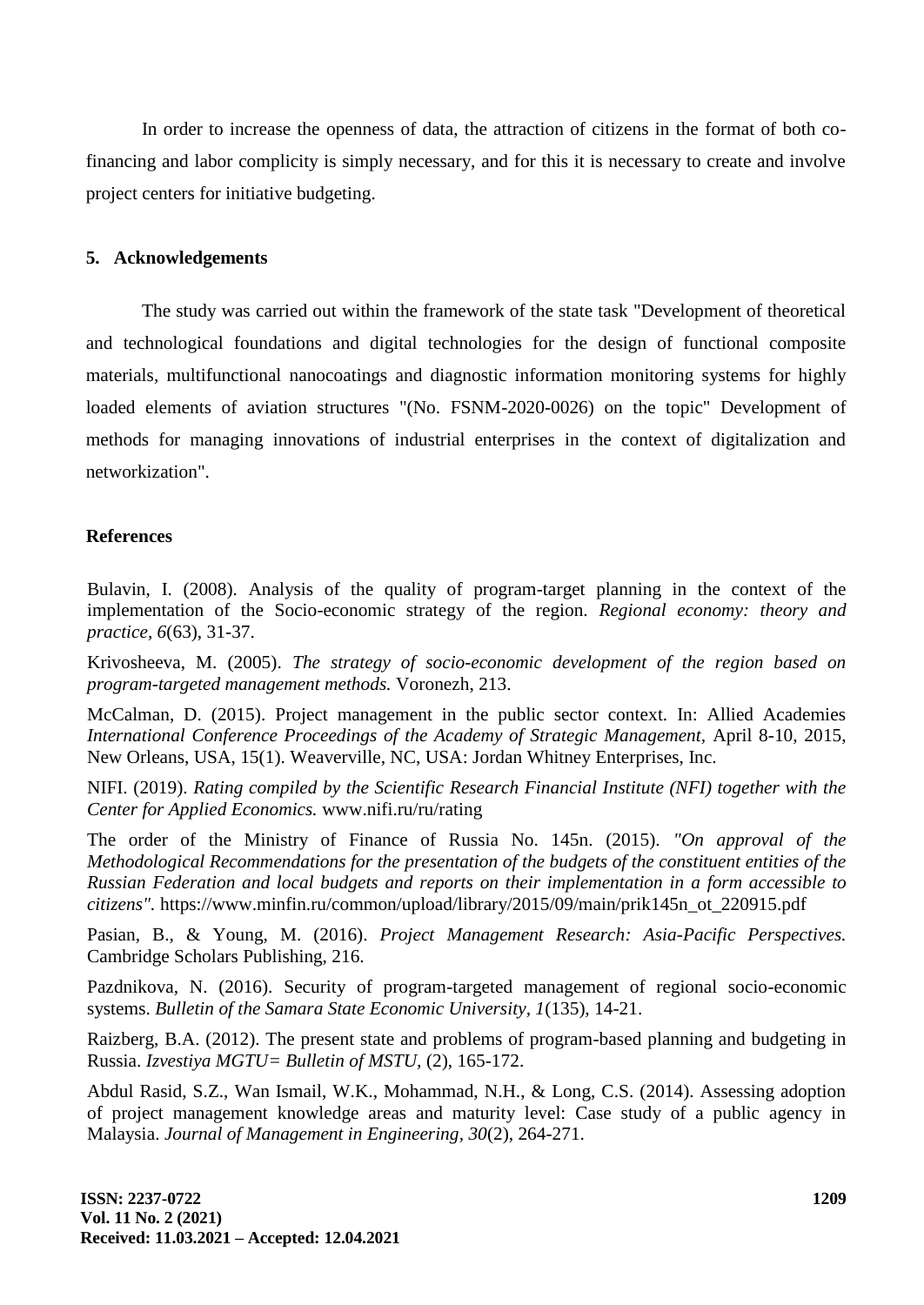In order to increase the openness of data, the attraction of citizens in the format of both co-financing and labor complicity is simply necessary, and for this it is necessary to create and involve project centers for initiative budgeting.

## 5. Acknowledgements

The study was carried out within the framework of the state task "Development of theoretical and technological foundations and digital technologies for the design of functional composite materials, multifunctional nanocoatings and diagnostic information monitoring systems for highly loaded elements of aviation structures "(No. FSNM-2020-0026) on the topic" Development of methods for managing innovations of industrial enterprises in the context of digitalization and networkization".

## References

Bulavin, I. (2008). Analysis of the quality of program-target planning in the context of the implementation of the Socio-economic strategy of the region. *Regional economy: theory and practice, 6*(63), 31-37.

Krivosheeva, M. (2005). *The strategy of socio-economic development of the region based on program-targeted management methods.* Voronezh, 213.

McCalman, D. (2015). Project management in the public sector context. In: Allied Academies *International Conference Proceedings of the Academy of Strategic Management*, April 8-10, 2015, New Orleans, USA, 15(1). Weaverville, NC, USA: Jordan Whitney Enterprises, Inc.

NIFI. (2019). *Rating compiled by the Scientific Research Financial Institute (NFI) together with the Center for Applied Economics.* www.nifi.ru/ru/rating

The order of the Ministry of Finance of Russia No. 145n. (2015). *"On approval of the Methodological Recommendations for the presentation of the budgets of the constituent entities of the Russian Federation and local budgets and reports on their implementation in a form accessible to citizens".* https://www.minfin.ru/common/upload/library/2015/09/main/prik145n_ot_220915.pdf

Pasian, B., & Young, M. (2016). *Project Management Research: Asia-Pacific Perspectives.* Cambridge Scholars Publishing, 216.

Pazdnikova, N. (2016). Security of program-targeted management of regional socio-economic systems. *Bulletin of the Samara State Economic University, 1*(135), 14-21.

Raizberg, B.A. (2012). The present state and problems of program-based planning and budgeting in Russia. *Izvestiya MGTU= Bulletin of MSTU*, (2), 165-172.

Abdul Rasid, S.Z., Wan Ismail, W.K., Mohammad, N.H., & Long, C.S. (2014). Assessing adoption of project management knowledge areas and maturity level: Case study of a public agency in Malaysia. *Journal of Management in Engineering, 30*(2), 264-271.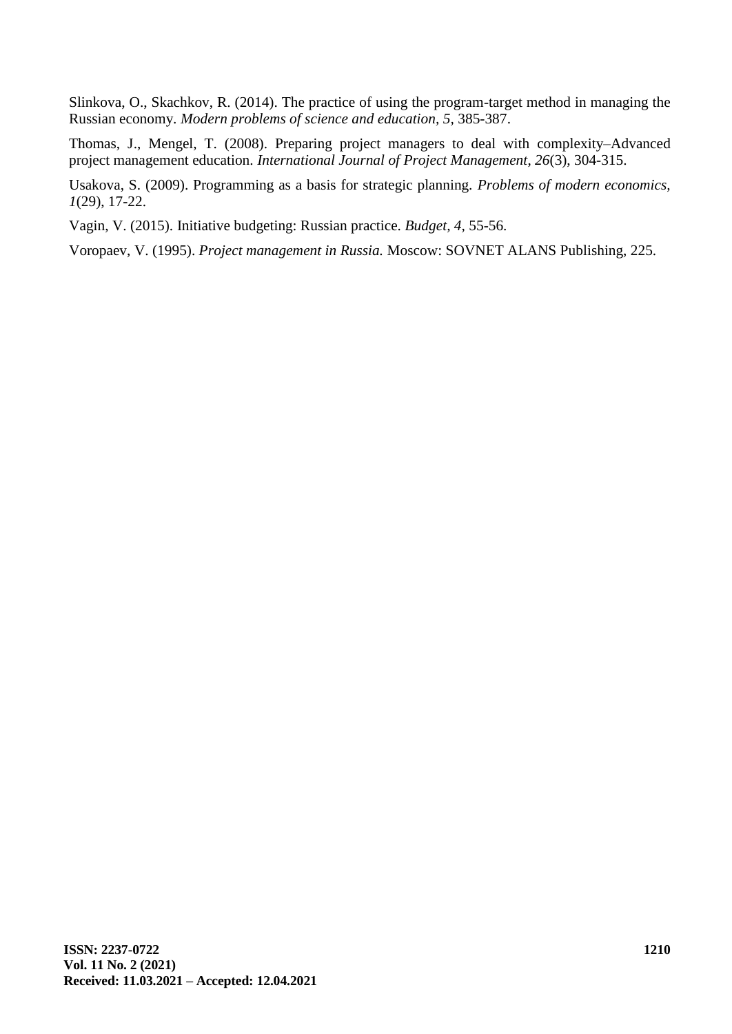Slinkova, O., Skachkov, R. (2014). The practice of using the program-target method in managing the Russian economy. *Modern problems of science and education*, *5*, 385-387.

Thomas, J., Mengel, T. (2008). Preparing project managers to deal with complexity–Advanced project management education. *International Journal of Project Management*, *26*(3), 304-315.

Usakova, S. (2009). Programming as a basis for strategic planning. *Problems of modern economics*, *1*(29), 17-22.

Vagin, V. (2015). Initiative budgeting: Russian practice. *Budget*, *4*, 55-56.

Voropaev, V. (1995). *Project management in Russia.* Moscow: SOVNET ALANS Publishing, 225.